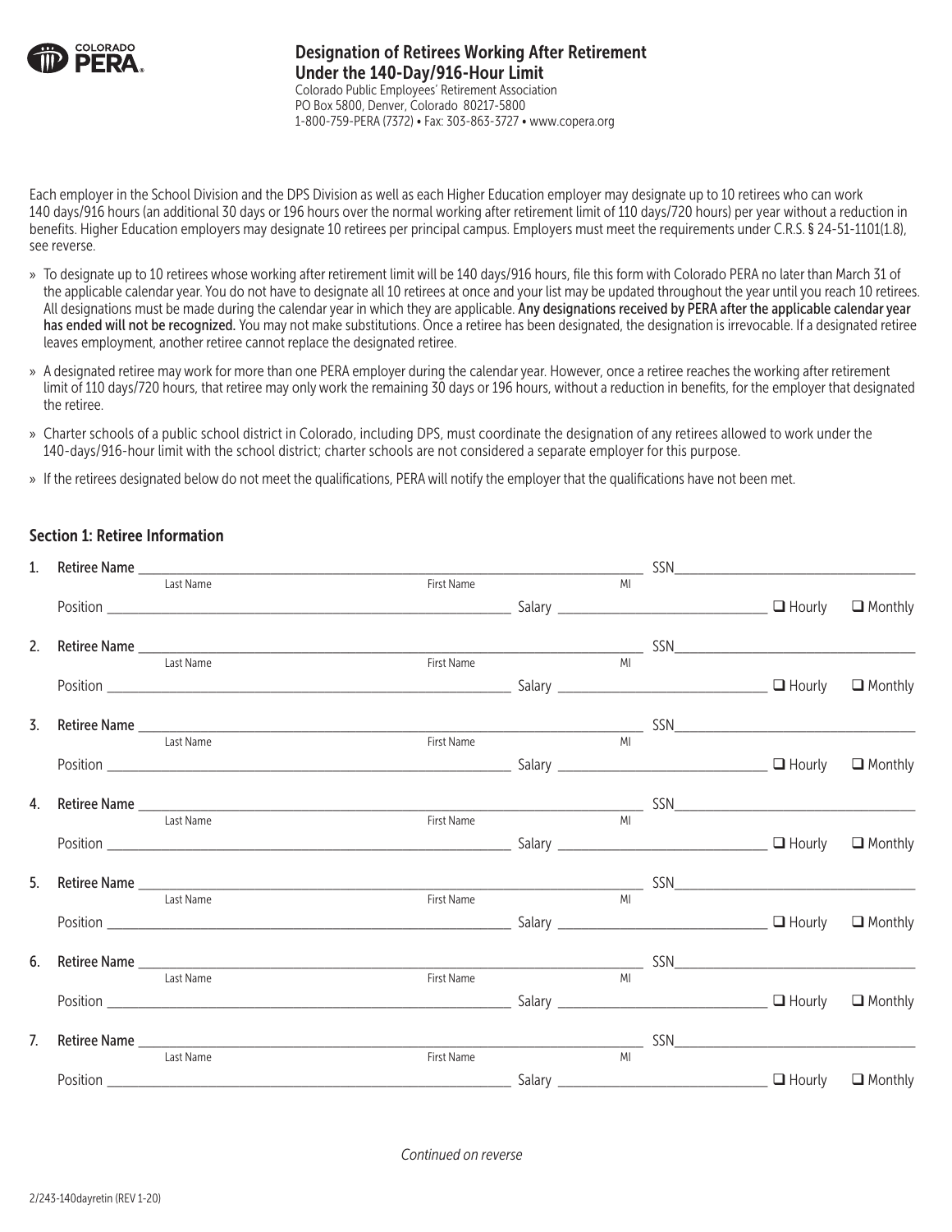COLORADO PERA

# Designation of Retirees Working After Retirement Under the 140-Day/916-Hour Limit

Colorado Public Employees' Retirement Association
PO Box 5800, Denver, Colorado 80217-5800
1-800-759-PERA (7372) • Fax: 303-863-3727 • www.copera.org

Each employer in the School Division and the DPS Division as well as each Higher Education employer may designate up to 10 retirees who can work 140 days/916 hours (an additional 30 days or 196 hours over the normal working after retirement limit of 110 days/720 hours) per year without a reduction in benefits. Higher Education employers may designate 10 retirees per principal campus. Employers must meet the requirements under C.R.S. § 24-51-1101(1.8), see reverse.

- To designate up to 10 retirees whose working after retirement limit will be 140 days/916 hours, file this form with Colorado PERA no later than March 31 of the applicable calendar year. You do not have to designate all 10 retirees at once and your list may be updated throughout the year until you reach 10 retirees. All designations must be made during the calendar year in which they are applicable. **Any designations received by PERA after the applicable calendar year has ended will not be recognized.** You may not make substitutions. Once a retiree has been designated, the designation is irrevocable. If a designated retiree leaves employment, another retiree cannot replace the designated retiree.
- A designated retiree may work for more than one PERA employer during the calendar year. However, once a retiree reaches the working after retirement limit of 110 days/720 hours, that retiree may only work the remaining 30 days or 196 hours, without a reduction in benefits, for the employer that designated the retiree.
- Charter schools of a public school district in Colorado, including DPS, must coordinate the designation of any retirees allowed to work under the 140-days/916-hour limit with the school district; charter schools are not considered a separate employer for this purpose.
- If the retirees designated below do not meet the qualifications, PERA will notify the employer that the qualifications have not been met.

## Section 1: Retiree Information

1. Retiree Name ______________________ ______________________ ____ SSN______________________
   Last Name First Name MI
   Position ______________________ Salary ______________________ ☐ Hourly ☐ Monthly

2. Retiree Name ______________________ ______________________ ____ SSN______________________
   Last Name First Name MI
   Position ______________________ Salary ______________________ ☐ Hourly ☐ Monthly

3. Retiree Name ______________________ ______________________ ____ SSN______________________
   Last Name First Name MI
   Position ______________________ Salary ______________________ ☐ Hourly ☐ Monthly

4. Retiree Name ______________________ ______________________ ____ SSN______________________
   Last Name First Name MI
   Position ______________________ Salary ______________________ ☐ Hourly ☐ Monthly

5. Retiree Name ______________________ ______________________ ____ SSN______________________
   Last Name First Name MI
   Position ______________________ Salary ______________________ ☐ Hourly ☐ Monthly

6. Retiree Name ______________________ ______________________ ____ SSN______________________
   Last Name First Name MI
   Position ______________________ Salary ______________________ ☐ Hourly ☐ Monthly

7. Retiree Name ______________________ ______________________ ____ SSN______________________
   Last Name First Name MI
   Position ______________________ Salary ______________________ ☐ Hourly ☐ Monthly

*Continued on reverse*

2/243-140dayretin (REV 1-20)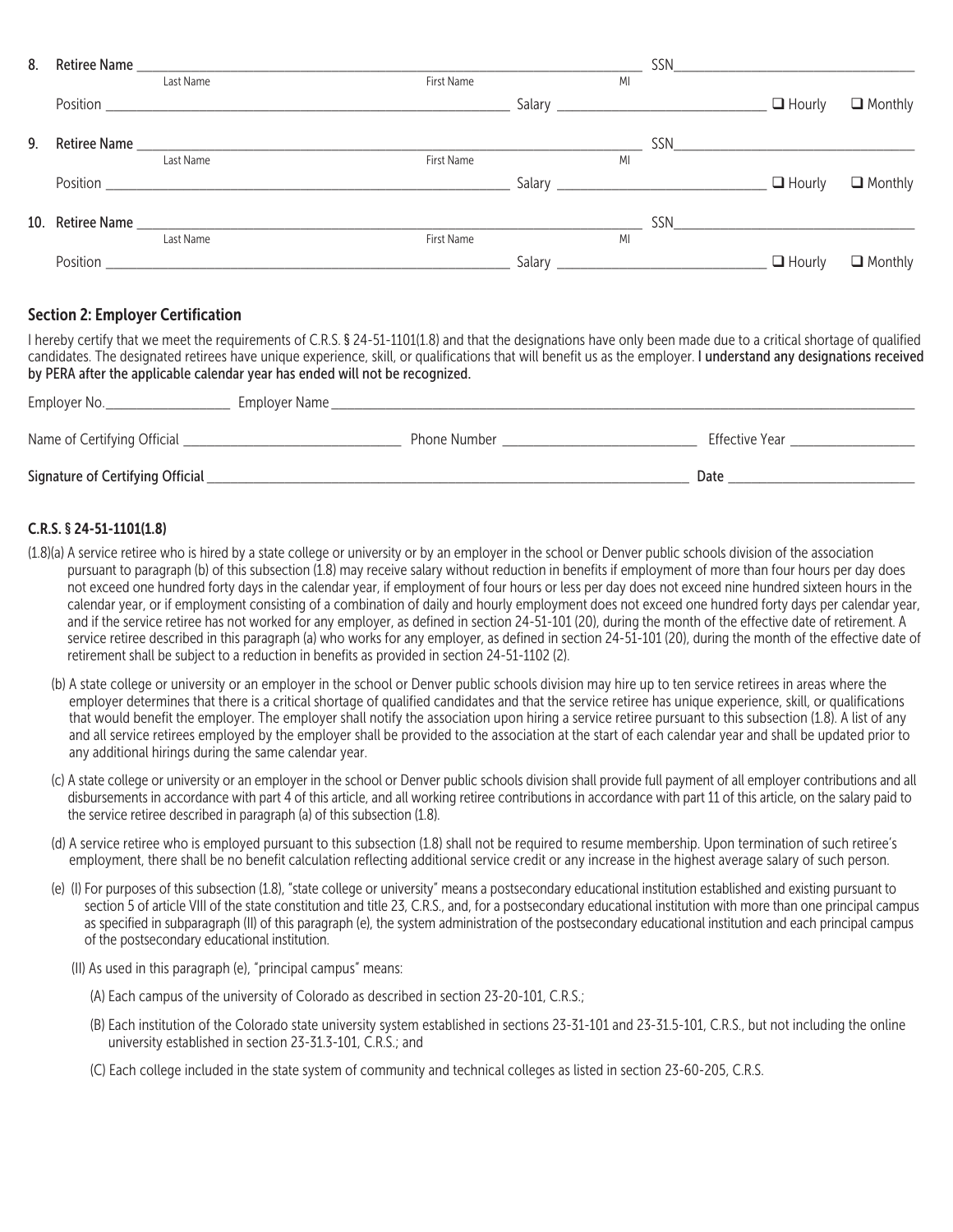8. Retiree Name ______________________________________________ SSN______________________

Last Name First Name MI

Position ______________________________________ Salary ____________________ ☐ Hourly ☐ Monthly

9. Retiree Name ______________________________________________ SSN______________________

Last Name First Name MI

Position ______________________________________ Salary ____________________ ☐ Hourly ☐ Monthly

10. Retiree Name ______________________________________________ SSN______________________

Last Name First Name MI

Position ______________________________________ Salary ____________________ ☐ Hourly ☐ Monthly

## Section 2: Employer Certification

I hereby certify that we meet the requirements of C.R.S. § 24-51-1101(1.8) and that the designations have only been made due to a critical shortage of qualified candidates. The designated retirees have unique experience, skill, or qualifications that will benefit us as the employer. **I understand any designations received by PERA after the applicable calendar year has ended will not be recognized.**

Employer No.____________ Employer Name ______________________________________________

Name of Certifying Official ____________________ Phone Number ____________________ Effective Year ____________

**Signature of Certifying Official** ______________________________________________ **Date** ____________________

## C.R.S. § 24-51-1101(1.8)

(1.8)(a) A service retiree who is hired by a state college or university or by an employer in the school or Denver public schools division of the association pursuant to paragraph (b) of this subsection (1.8) may receive salary without reduction in benefits if employment of more than four hours per day does not exceed one hundred forty days in the calendar year, if employment of four hours or less per day does not exceed nine hundred sixteen hours in the calendar year, or if employment consisting of a combination of daily and hourly employment does not exceed one hundred forty days per calendar year, and if the service retiree has not worked for any employer, as defined in section 24-51-101 (20), during the month of the effective date of retirement. A service retiree described in this paragraph (a) who works for any employer, as defined in section 24-51-101 (20), during the month of the effective date of retirement shall be subject to a reduction in benefits as provided in section 24-51-1102 (2).

(b) A state college or university or an employer in the school or Denver public schools division may hire up to ten service retirees in areas where the employer determines that there is a critical shortage of qualified candidates and that the service retiree has unique experience, skill, or qualifications that would benefit the employer. The employer shall notify the association upon hiring a service retiree pursuant to this subsection (1.8). A list of any and all service retirees employed by the employer shall be provided to the association at the start of each calendar year and shall be updated prior to any additional hirings during the same calendar year.

(c) A state college or university or an employer in the school or Denver public schools division shall provide full payment of all employer contributions and all disbursements in accordance with part 4 of this article, and all working retiree contributions in accordance with part 11 of this article, on the salary paid to the service retiree described in paragraph (a) of this subsection (1.8).

(d) A service retiree who is employed pursuant to this subsection (1.8) shall not be required to resume membership. Upon termination of such retiree's employment, there shall be no benefit calculation reflecting additional service credit or any increase in the highest average salary of such person.

(e) (I) For purposes of this subsection (1.8), "state college or university" means a postsecondary educational institution established and existing pursuant to section 5 of article VIII of the state constitution and title 23, C.R.S., and, for a postsecondary educational institution with more than one principal campus as specified in subparagraph (II) of this paragraph (e), the system administration of the postsecondary educational institution and each principal campus of the postsecondary educational institution.

(II) As used in this paragraph (e), "principal campus" means:

(A) Each campus of the university of Colorado as described in section 23-20-101, C.R.S.;

(B) Each institution of the Colorado state university system established in sections 23-31-101 and 23-31.5-101, C.R.S., but not including the online university established in section 23-31.3-101, C.R.S.; and

(C) Each college included in the state system of community and technical colleges as listed in section 23-60-205, C.R.S.